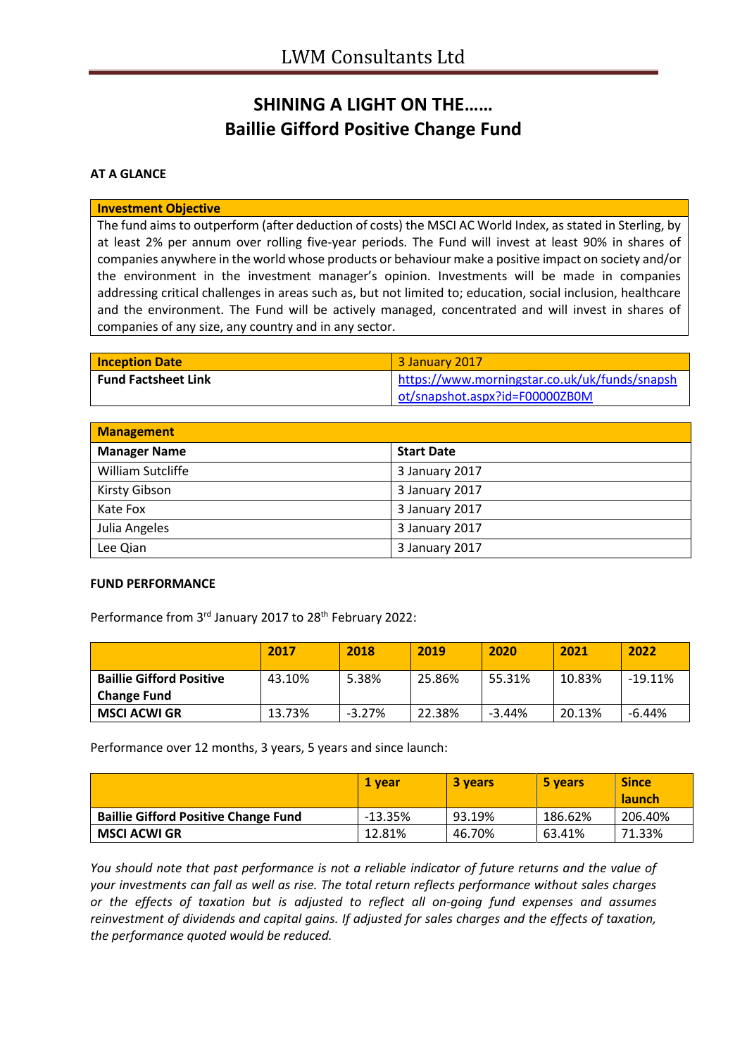# LWM Consultants Ltd

## SHINING A LIGHT ON THE……
## Baillie Gifford Positive Change Fund

### AT A GLANCE

| Investment Objective |
|---|
| The fund aims to outperform (after deduction of costs) the MSCI AC World Index, as stated in Sterling, by at least 2% per annum over rolling five-year periods. The Fund will invest at least 90% in shares of companies anywhere in the world whose products or behaviour make a positive impact on society and/or the environment in the investment manager's opinion. Investments will be made in companies addressing critical challenges in areas such as, but not limited to; education, social inclusion, healthcare and the environment. The Fund will be actively managed, concentrated and will invest in shares of companies of any size, any country and in any sector. |

| Inception Date | 3 January 2017 |
|---|---|
| Fund Factsheet Link | https://www.morningstar.co.uk/uk/funds/snapshot/snapshot.aspx?id=F00000ZB0M |

| Management | |
|---|---|
| **Manager Name** | **Start Date** |
| William Sutcliffe | 3 January 2017 |
| Kirsty Gibson | 3 January 2017 |
| Kate Fox | 3 January 2017 |
| Julia Angeles | 3 January 2017 |
| Lee Qian | 3 January 2017 |

### FUND PERFORMANCE

Performance from 3rd January 2017 to 28th February 2022:

| | 2017 | 2018 | 2019 | 2020 | 2021 | 2022 |
|---|---|---|---|---|---|---|
| **Baillie Gifford Positive Change Fund** | 43.10% | 5.38% | 25.86% | 55.31% | 10.83% | -19.11% |
| **MSCI ACWI GR** | 13.73% | -3.27% | 22.38% | -3.44% | 20.13% | -6.44% |

Performance over 12 months, 3 years, 5 years and since launch:

| | 1 year | 3 years | 5 years | Since launch |
|---|---|---|---|---|
| **Baillie Gifford Positive Change Fund** | -13.35% | 93.19% | 186.62% | 206.40% |
| **MSCI ACWI GR** | 12.81% | 46.70% | 63.41% | 71.33% |

*You should note that past performance is not a reliable indicator of future returns and the value of your investments can fall as well as rise. The total return reflects performance without sales charges or the effects of taxation but is adjusted to reflect all on-going fund expenses and assumes reinvestment of dividends and capital gains. If adjusted for sales charges and the effects of taxation, the performance quoted would be reduced.*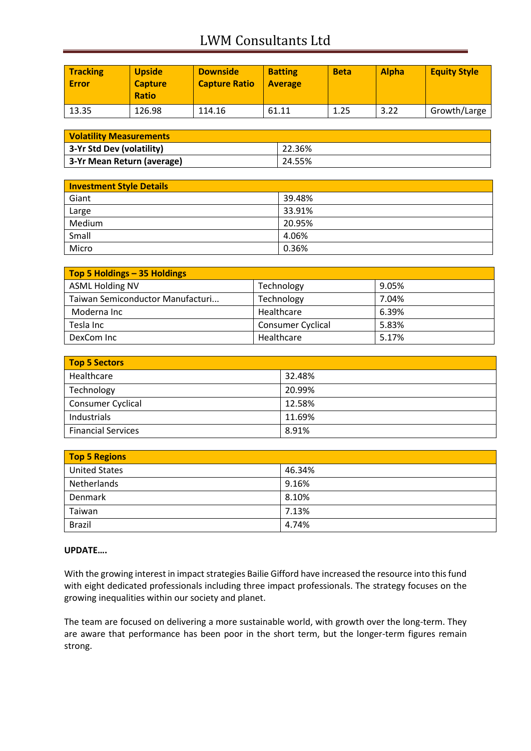| Tracking Error | Upside Capture Ratio | Downside Capture Ratio | Batting Average | Beta | Alpha | Equity Style |
|---|---|---|---|---|---|---|
| 13.35 | 126.98 | 114.16 | 61.11 | 1.25 | 3.22 | Growth/Large |

| Volatility Measurements | |
|---|---|
| **3-Yr Std Dev (volatility)** | 22.36% |
| **3-Yr Mean Return (average)** | 24.55% |

| Investment Style Details | |
|---|---|
| Giant | 39.48% |
| Large | 33.91% |
| Medium | 20.95% |
| Small | 4.06% |
| Micro | 0.36% |

| Top 5 Holdings – 35 Holdings | | |
|---|---|---|
| ASML Holding NV | Technology | 9.05% |
| Taiwan Semiconductor Manufacturi... | Technology | 7.04% |
| Moderna Inc | Healthcare | 6.39% |
| Tesla Inc | Consumer Cyclical | 5.83% |
| DexCom Inc | Healthcare | 5.17% |

| Top 5 Sectors | |
|---|---|
| Healthcare | 32.48% |
| Technology | 20.99% |
| Consumer Cyclical | 12.58% |
| Industrials | 11.69% |
| Financial Services | 8.91% |

| Top 5 Regions | |
|---|---|
| United States | 46.34% |
| Netherlands | 9.16% |
| Denmark | 8.10% |
| Taiwan | 7.13% |
| Brazil | 4.74% |

**UPDATE….**

With the growing interest in impact strategies Bailie Gifford have increased the resource into this fund with eight dedicated professionals including three impact professionals. The strategy focuses on the growing inequalities within our society and planet.

The team are focused on delivering a more sustainable world, with growth over the long-term. They are aware that performance has been poor in the short term, but the longer-term figures remain strong.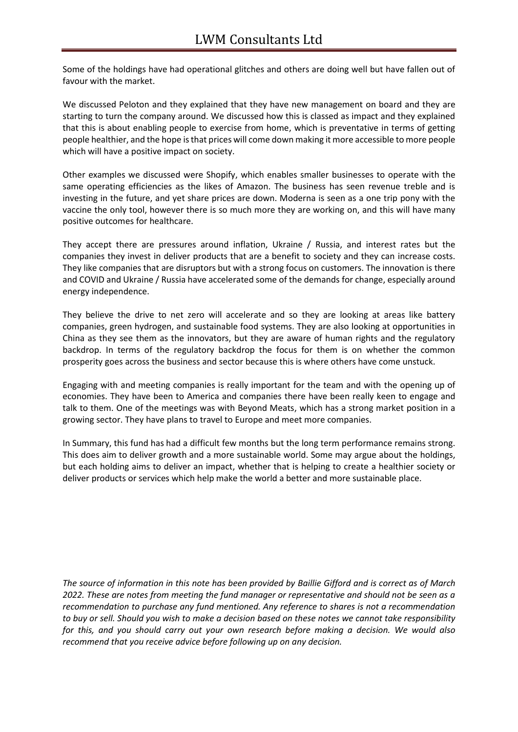Some of the holdings have had operational glitches and others are doing well but have fallen out of favour with the market.

We discussed Peloton and they explained that they have new management on board and they are starting to turn the company around. We discussed how this is classed as impact and they explained that this is about enabling people to exercise from home, which is preventative in terms of getting people healthier, and the hope is that prices will come down making it more accessible to more people which will have a positive impact on society.

Other examples we discussed were Shopify, which enables smaller businesses to operate with the same operating efficiencies as the likes of Amazon. The business has seen revenue treble and is investing in the future, and yet share prices are down. Moderna is seen as a one trip pony with the vaccine the only tool, however there is so much more they are working on, and this will have many positive outcomes for healthcare.

They accept there are pressures around inflation, Ukraine / Russia, and interest rates but the companies they invest in deliver products that are a benefit to society and they can increase costs. They like companies that are disruptors but with a strong focus on customers. The innovation is there and COVID and Ukraine / Russia have accelerated some of the demands for change, especially around energy independence.

They believe the drive to net zero will accelerate and so they are looking at areas like battery companies, green hydrogen, and sustainable food systems. They are also looking at opportunities in China as they see them as the innovators, but they are aware of human rights and the regulatory backdrop. In terms of the regulatory backdrop the focus for them is on whether the common prosperity goes across the business and sector because this is where others have come unstuck.

Engaging with and meeting companies is really important for the team and with the opening up of economies. They have been to America and companies there have been really keen to engage and talk to them. One of the meetings was with Beyond Meats, which has a strong market position in a growing sector. They have plans to travel to Europe and meet more companies.

In Summary, this fund has had a difficult few months but the long term performance remains strong. This does aim to deliver growth and a more sustainable world. Some may argue about the holdings, but each holding aims to deliver an impact, whether that is helping to create a healthier society or deliver products or services which help make the world a better and more sustainable place.

*The source of information in this note has been provided by Baillie Gifford and is correct as of March 2022. These are notes from meeting the fund manager or representative and should not be seen as a recommendation to purchase any fund mentioned. Any reference to shares is not a recommendation to buy or sell. Should you wish to make a decision based on these notes we cannot take responsibility for this, and you should carry out your own research before making a decision. We would also recommend that you receive advice before following up on any decision.*